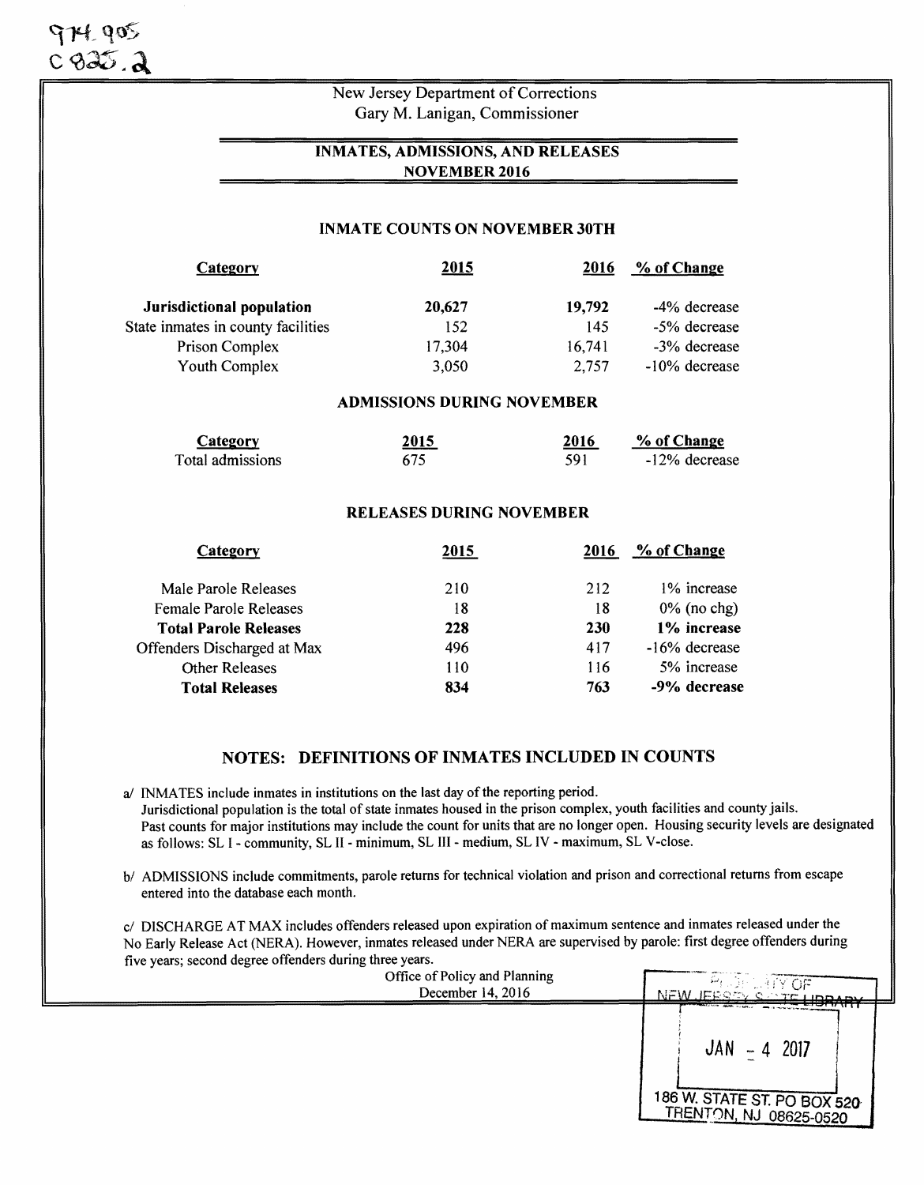974.905
C825.2

New Jersey Department of Corrections
Gary M. Lanigan, Commissioner

## INMATES, ADMISSIONS, AND RELEASES
## NOVEMBER 2016

### INMATE COUNTS ON NOVEMBER 30TH

| Category | 2015 | 2016 | % of Change |
|---|---|---|---|
| **Jurisdictional population** | **20,627** | **19,792** | -4% decrease |
| State inmates in county facilities | 152 | 145 | -5% decrease |
| Prison Complex | 17,304 | 16,741 | -3% decrease |
| Youth Complex | 3,050 | 2,757 | -10% decrease |

### ADMISSIONS DURING NOVEMBER

| Category | 2015 | 2016 | % of Change |
|---|---|---|---|
| Total admissions | 675 | 591 | -12% decrease |

### RELEASES DURING NOVEMBER

| Category | 2015 | 2016 | % of Change |
|---|---|---|---|
| Male Parole Releases | 210 | 212 | 1% increase |
| Female Parole Releases | 18 | 18 | 0% (no chg) |
| **Total Parole Releases** | **228** | **230** | **1% increase** |
| Offenders Discharged at Max | 496 | 417 | -16% decrease |
| Other Releases | 110 | 116 | 5% increase |
| **Total Releases** | **834** | **763** | **-9% decrease** |

## NOTES: DEFINITIONS OF INMATES INCLUDED IN COUNTS

a/ INMATES include inmates in institutions on the last day of the reporting period. Jurisdictional population is the total of state inmates housed in the prison complex, youth facilities and county jails. Past counts for major institutions may include the count for units that are no longer open. Housing security levels are designated as follows: SL I - community, SL II - minimum, SL III - medium, SL IV - maximum, SL V-close.

b/ ADMISSIONS include commitments, parole returns for technical violation and prison and correctional returns from escape entered into the database each month.

c/ DISCHARGE AT MAX includes offenders released upon expiration of maximum sentence and inmates released under the No Early Release Act (NERA). However, inmates released under NERA are supervised by parole: first degree offenders during five years; second degree offenders during three years.

Office of Policy and Planning
December 14, 2016

PROPERTY OF NEW JERSEY STATE LIBRARY
JAN - 4 2017
186 W. STATE ST. PO BOX 520
TRENTON, NJ 08625-0520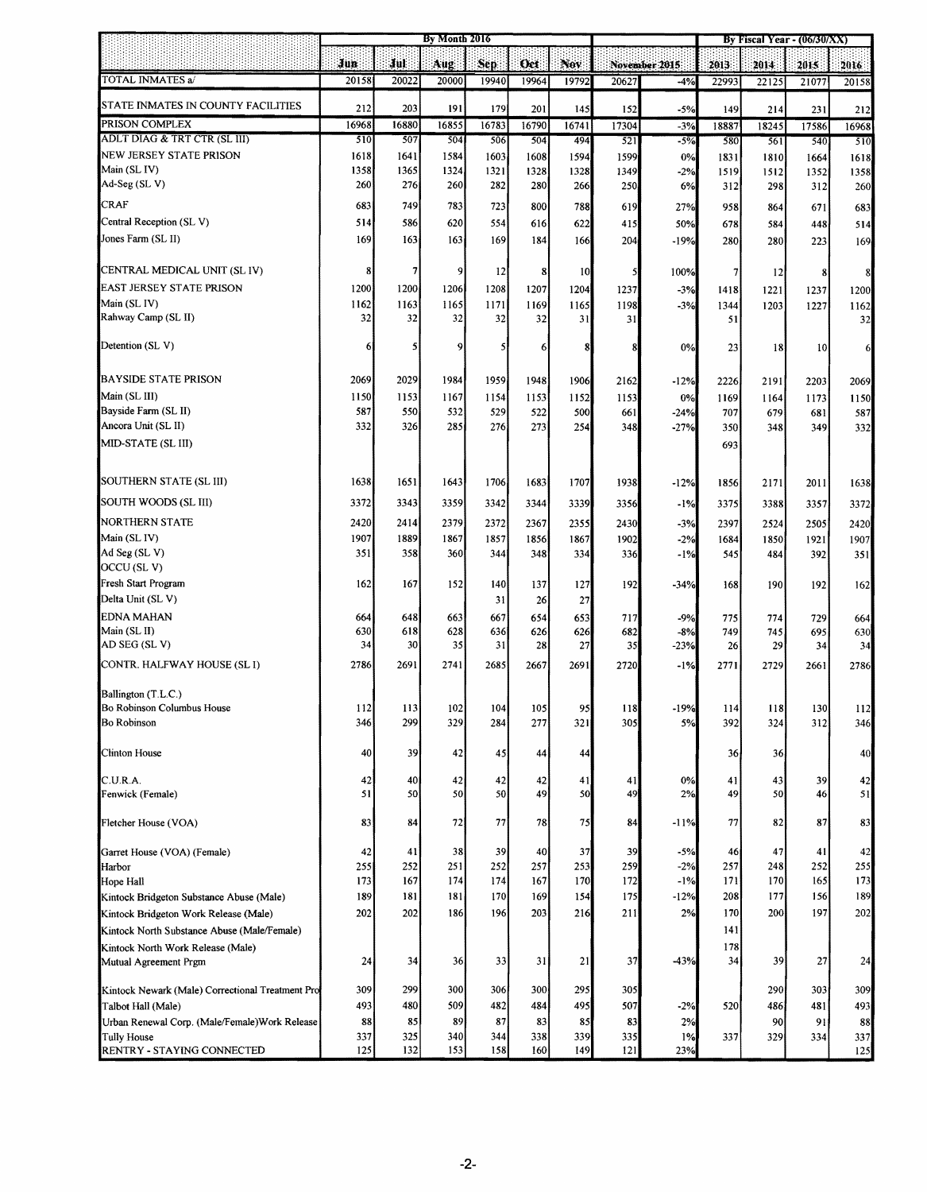| | By Month 2016 | | | | | | | | By Fiscal Year - (06/30/XX) | | | |
|---|---|---|---|---|---|---|---|---|---|---|---|---|
| | Jun | Jul | Aug | Sep | Oct | Nov | November 2015 | | 2013 | 2014 | 2015 | 2016 |
| TOTAL INMATES a/ | 20158 | 20022 | 20000 | 19940 | 19964 | 19792 | 20627 | -4% | 22993 | 22125 | 21077 | 20158 |
| STATE INMATES IN COUNTY FACILITIES | 212 | 203 | 191 | 179 | 201 | 145 | 152 | -5% | 149 | 214 | 231 | 212 |
| PRISON COMPLEX | 16968 | 16880 | 16855 | 16783 | 16790 | 16741 | 17304 | -3% | 18887 | 18245 | 17586 | 16968 |
| ADLT DIAG & TRT CTR (SL III) | 510 | 507 | 504 | 506 | 504 | 494 | 521 | -5% | 580 | 561 | 540 | 510 |
| NEW JERSEY STATE PRISON | 1618 | 1641 | 1584 | 1603 | 1608 | 1594 | 1599 | 0% | 1831 | 1810 | 1664 | 1618 |
| Main (SL IV) | 1358 | 1365 | 1324 | 1321 | 1328 | 1328 | 1349 | -2% | 1519 | 1512 | 1352 | 1358 |
| Ad-Seg (SL V) | 260 | 276 | 260 | 282 | 280 | 266 | 250 | 6% | 312 | 298 | 312 | 260 |
| CRAF | 683 | 749 | 783 | 723 | 800 | 788 | 619 | 27% | 958 | 864 | 671 | 683 |
| Central Reception (SL V) | 514 | 586 | 620 | 554 | 616 | 622 | 415 | 50% | 678 | 584 | 448 | 514 |
| Jones Farm (SL II) | 169 | 163 | 163 | 169 | 184 | 166 | 204 | -19% | 280 | 280 | 223 | 169 |
| CENTRAL MEDICAL UNIT (SL IV) | 8 | 7 | 9 | 12 | 8 | 10 | 5 | 100% | 7 | 12 | 8 | 8 |
| EAST JERSEY STATE PRISON | 1200 | 1200 | 1206 | 1208 | 1207 | 1204 | 1237 | -3% | 1418 | 1221 | 1237 | 1200 |
| Main (SL IV) | 1162 | 1163 | 1165 | 1171 | 1169 | 1165 | 1198 | -3% | 1344 | 1203 | 1227 | 1162 |
| Rahway Camp (SL II) | 32 | 32 | 32 | 32 | 32 | 31 | 31 | | 51 | | | 32 |
| Detention (SL V) | 6 | 5 | 9 | 5 | 6 | 8 | 8 | 0% | 23 | 18 | 10 | 6 |
| BAYSIDE STATE PRISON | 2069 | 2029 | 1984 | 1959 | 1948 | 1906 | 2162 | -12% | 2226 | 2191 | 2203 | 2069 |
| Main (SL III) | 1150 | 1153 | 1167 | 1154 | 1153 | 1152 | 1153 | 0% | 1169 | 1164 | 1173 | 1150 |
| Bayside Farm (SL II) | 587 | 550 | 532 | 529 | 522 | 500 | 661 | -24% | 707 | 679 | 681 | 587 |
| Ancora Unit (SL II) | 332 | 326 | 285 | 276 | 273 | 254 | 348 | -27% | 350 | 348 | 349 | 332 |
| MID-STATE (SL III) | | | | | | | | | 693 | | | |
| SOUTHERN STATE (SL III) | 1638 | 1651 | 1643 | 1706 | 1683 | 1707 | 1938 | -12% | 1856 | 2171 | 2011 | 1638 |
| SOUTH WOODS (SL III) | 3372 | 3343 | 3359 | 3342 | 3344 | 3339 | 3356 | -1% | 3375 | 3388 | 3357 | 3372 |
| NORTHERN STATE | 2420 | 2414 | 2379 | 2372 | 2367 | 2355 | 2430 | -3% | 2397 | 2524 | 2505 | 2420 |
| Main (SL IV) | 1907 | 1889 | 1867 | 1857 | 1856 | 1867 | 1902 | -2% | 1684 | 1850 | 1921 | 1907 |
| Ad Seg (SL V) | 351 | 358 | 360 | 344 | 348 | 334 | 336 | -1% | 545 | 484 | 392 | 351 |
| OCCU (SL V) | | | | | | | | | | | | |
| Fresh Start Program | 162 | 167 | 152 | 140 | 137 | 127 | 192 | -34% | 168 | 190 | 192 | 162 |
| Delta Unit (SL V) | | | | 31 | 26 | 27 | | | | | | |
| EDNA MAHAN | 664 | 648 | 663 | 667 | 654 | 653 | 717 | -9% | 775 | 774 | 729 | 664 |
| Main (SL II) | 630 | 618 | 628 | 636 | 626 | 626 | 682 | -8% | 749 | 745 | 695 | 630 |
| AD SEG (SL V) | 34 | 30 | 35 | 31 | 28 | 27 | 35 | -23% | 26 | 29 | 34 | 34 |
| CONTR. HALFWAY HOUSE (SL I) | 2786 | 2691 | 2741 | 2685 | 2667 | 2691 | 2720 | -1% | 2771 | 2729 | 2661 | 2786 |
| Ballington (T.L.C.) | | | | | | | | | | | | |
| Bo Robinson Columbus House | 112 | 113 | 102 | 104 | 105 | 95 | 118 | -19% | 114 | 118 | 130 | 112 |
| Bo Robinson | 346 | 299 | 329 | 284 | 277 | 321 | 305 | 5% | 392 | 324 | 312 | 346 |
| Clinton House | 40 | 39 | 42 | 45 | 44 | 44 | | | 36 | 36 | | 40 |
| C.U.R.A. | 42 | 40 | 42 | 42 | 42 | 41 | 41 | 0% | 41 | 43 | 39 | 42 |
| Fenwick (Female) | 51 | 50 | 50 | 50 | 49 | 50 | 49 | 2% | 49 | 50 | 46 | 51 |
| Fletcher House (VOA) | 83 | 84 | 72 | 77 | 78 | 75 | 84 | -11% | 77 | 82 | 87 | 83 |
| Garret House (VOA) (Female) | 42 | 41 | 38 | 39 | 40 | 37 | 39 | -5% | 46 | 47 | 41 | 42 |
| Harbor | 255 | 252 | 251 | 252 | 257 | 253 | 259 | -2% | 257 | 248 | 252 | 255 |
| Hope Hall | 173 | 167 | 174 | 174 | 167 | 170 | 172 | -1% | 171 | 170 | 165 | 173 |
| Kintock Bridgeton Substance Abuse (Male) | 189 | 181 | 181 | 170 | 169 | 154 | 175 | -12% | 208 | 177 | 156 | 189 |
| Kintock Bridgeton Work Release (Male) | 202 | 202 | 186 | 196 | 203 | 216 | 211 | 2% | 170 | 200 | 197 | 202 |
| Kintock North Substance Abuse (Male/Female) | | | | | | | | | 141 | | | |
| Kintock North Work Release (Male) | | | | | | | | | 178 | | | |
| Mutual Agreement Prgm | 24 | 34 | 36 | 33 | 31 | 21 | 37 | -43% | 34 | 39 | 27 | 24 |
| Kintock Newark (Male) Correctional Treatment Pro | 309 | 299 | 300 | 306 | 300 | 295 | 305 | | | 290 | 303 | 309 |
| Talbot Hall (Male) | 493 | 480 | 509 | 482 | 484 | 495 | 507 | -2% | 520 | 486 | 481 | 493 |
| Urban Renewal Corp. (Male/Female)Work Release | 88 | 85 | 89 | 87 | 83 | 85 | 83 | 2% | | 90 | 91 | 88 |
| Tully House | 337 | 325 | 340 | 344 | 338 | 339 | 335 | 1% | 337 | 329 | 334 | 337 |
| RENTRY - STAYING CONNECTED | 125 | 132 | 153 | 158 | 160 | 149 | 121 | 23% | | | | 125 |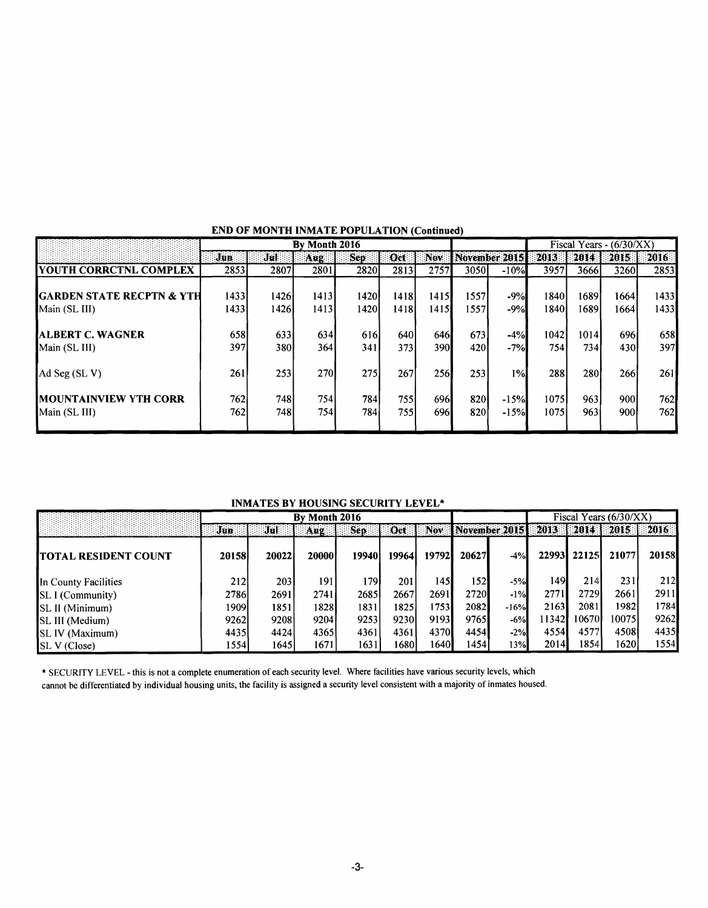**END OF MONTH INMATE POPULATION (Continued)**

| | By Month 2016 | | | | | | | | Fiscal Years - (6/30/XX) | | | |
|---|---|---|---|---|---|---|---|---|---|---|---|---|
| | Jun | Jul | Aug | Sep | Oct | Nov | November 2015 | | 2013 | 2014 | 2015 | 2016 |
| **YOUTH CORRCTNL COMPLEX** | 2853 | 2807 | 2801 | 2820 | 2813 | 2757 | 3050 | -10% | 3957 | 3666 | 3260 | 2853 |
| **GARDEN STATE RECPTN & YTH** | 1433 | 1426 | 1413 | 1420 | 1418 | 1415 | 1557 | -9% | 1840 | 1689 | 1664 | 1433 |
| Main (SL III) | 1433 | 1426 | 1413 | 1420 | 1418 | 1415 | 1557 | -9% | 1840 | 1689 | 1664 | 1433 |
| **ALBERT C. WAGNER** | 658 | 633 | 634 | 616 | 640 | 646 | 673 | -4% | 1042 | 1014 | 696 | 658 |
| Main (SL III) | 397 | 380 | 364 | 341 | 373 | 390 | 420 | -7% | 754 | 734 | 430 | 397 |
| Ad Seg (SL V) | 261 | 253 | 270 | 275 | 267 | 256 | 253 | 1% | 288 | 280 | 266 | 261 |
| **MOUNTAINVIEW YTH CORR** | 762 | 748 | 754 | 784 | 755 | 696 | 820 | -15% | 1075 | 963 | 900 | 762 |
| Main (SL III) | 762 | 748 | 754 | 784 | 755 | 696 | 820 | -15% | 1075 | 963 | 900 | 762 |

**INMATES BY HOUSING SECURITY LEVEL***

| | By Month 2016 | | | | | | | | Fiscal Years (6/30/XX) | | | |
|---|---|---|---|---|---|---|---|---|---|---|---|---|
| | Jun | Jul | Aug | Sep | Oct | Nov | November 2015 | | 2013 | 2014 | 2015 | 2016 |
| **TOTAL RESIDENT COUNT** | **20158** | **20022** | **20000** | **19940** | **19964** | **19792** | **20627** | -4% | **22993** | **22125** | **21077** | **20158** |
| In County Facilities | 212 | 203 | 191 | 179 | 201 | 145 | 152 | -5% | 149 | 214 | 231 | 212 |
| SL I (Community) | 2786 | 2691 | 2741 | 2685 | 2667 | 2691 | 2720 | -1% | 2771 | 2729 | 2661 | 2911 |
| SL II (Minimum) | 1909 | 1851 | 1828 | 1831 | 1825 | 1753 | 2082 | -16% | 2163 | 2081 | 1982 | 1784 |
| SL III (Medium) | 9262 | 9208 | 9204 | 9253 | 9230 | 9193 | 9765 | -6% | 11342 | 10670 | 10075 | 9262 |
| SL IV (Maximum) | 4435 | 4424 | 4365 | 4361 | 4361 | 4370 | 4454 | -2% | 4554 | 4577 | 4508 | 4435 |
| SL V (Close) | 1554 | 1645 | 1671 | 1631 | 1680 | 1640 | 1454 | 13% | 2014 | 1854 | 1620 | 1554 |

* SECURITY LEVEL - this is not a complete enumeration of each security level. Where facilities have various security levels, which cannot be differentiated by individual housing units, the facility is assigned a security level consistent with a majority of inmates housed.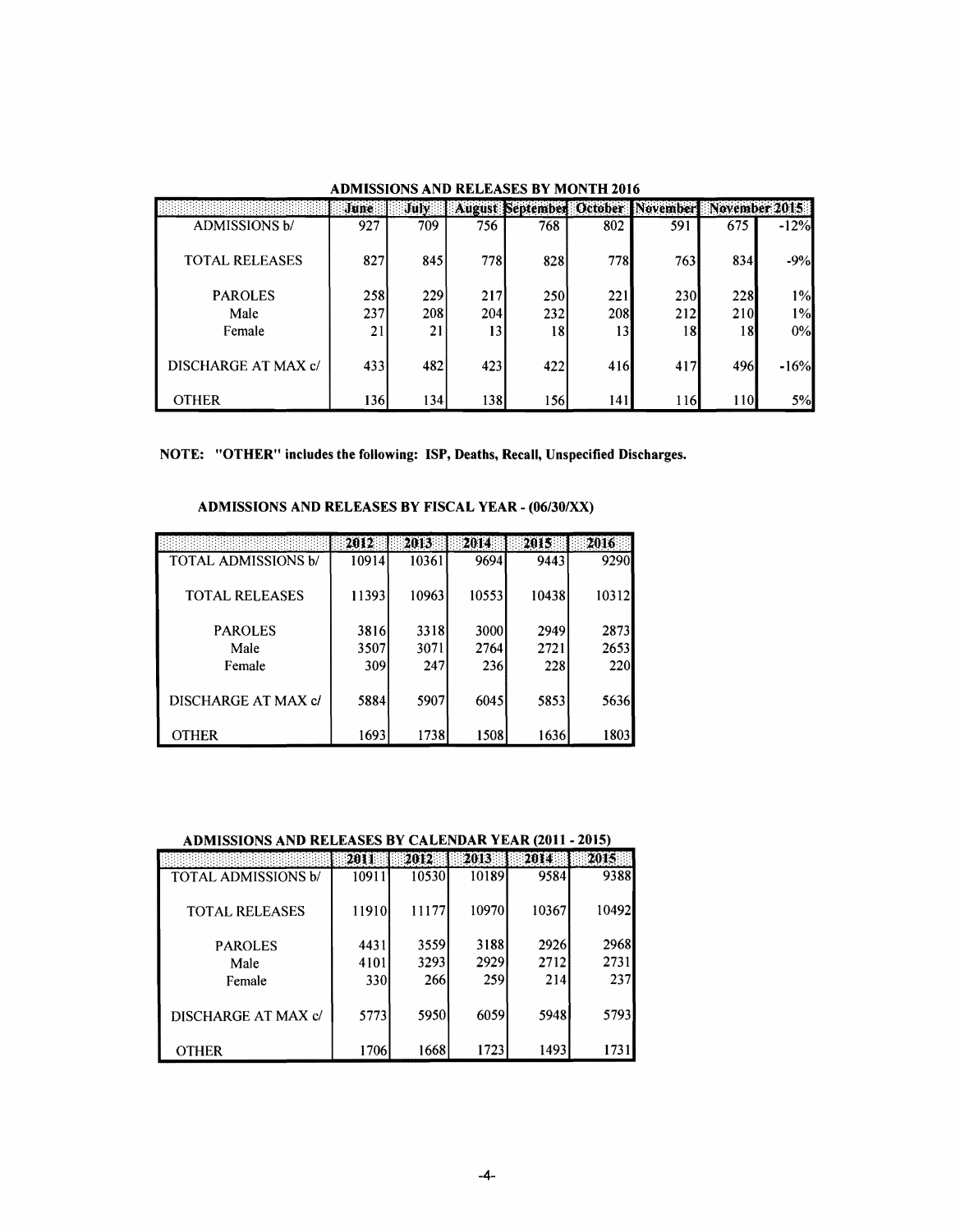## ADMISSIONS AND RELEASES BY MONTH 2016

| | June | July | August | September | October | November | November 2015 | |
|---|---|---|---|---|---|---|---|---|
| ADMISSIONS b/ | 927 | 709 | 756 | 768 | 802 | 591 | 675 | -12% |
| TOTAL RELEASES | 827 | 845 | 778 | 828 | 778 | 763 | 834 | -9% |
| PAROLES | 258 | 229 | 217 | 250 | 221 | 230 | 228 | 1% |
| Male | 237 | 208 | 204 | 232 | 208 | 212 | 210 | 1% |
| Female | 21 | 21 | 13 | 18 | 13 | 18 | 18 | 0% |
| DISCHARGE AT MAX c/ | 433 | 482 | 423 | 422 | 416 | 417 | 496 | -16% |
| OTHER | 136 | 134 | 138 | 156 | 141 | 116 | 110 | 5% |

**NOTE: "OTHER" includes the following: ISP, Deaths, Recall, Unspecified Discharges.**

## ADMISSIONS AND RELEASES BY FISCAL YEAR - (06/30/XX)

| | 2012 | 2013 | 2014 | 2015 | 2016 |
|---|---|---|---|---|---|
| TOTAL ADMISSIONS b/ | 10914 | 10361 | 9694 | 9443 | 9290 |
| TOTAL RELEASES | 11393 | 10963 | 10553 | 10438 | 10312 |
| PAROLES | 3816 | 3318 | 3000 | 2949 | 2873 |
| Male | 3507 | 3071 | 2764 | 2721 | 2653 |
| Female | 309 | 247 | 236 | 228 | 220 |
| DISCHARGE AT MAX c/ | 5884 | 5907 | 6045 | 5853 | 5636 |
| OTHER | 1693 | 1738 | 1508 | 1636 | 1803 |

## ADMISSIONS AND RELEASES BY CALENDAR YEAR (2011 - 2015)

| | 2011 | 2012 | 2013 | 2014 | 2015 |
|---|---|---|---|---|---|
| TOTAL ADMISSIONS b/ | 10911 | 10530 | 10189 | 9584 | 9388 |
| TOTAL RELEASES | 11910 | 11177 | 10970 | 10367 | 10492 |
| PAROLES | 4431 | 3559 | 3188 | 2926 | 2968 |
| Male | 4101 | 3293 | 2929 | 2712 | 2731 |
| Female | 330 | 266 | 259 | 214 | 237 |
| DISCHARGE AT MAX c/ | 5773 | 5950 | 6059 | 5948 | 5793 |
| OTHER | 1706 | 1668 | 1723 | 1493 | 1731 |